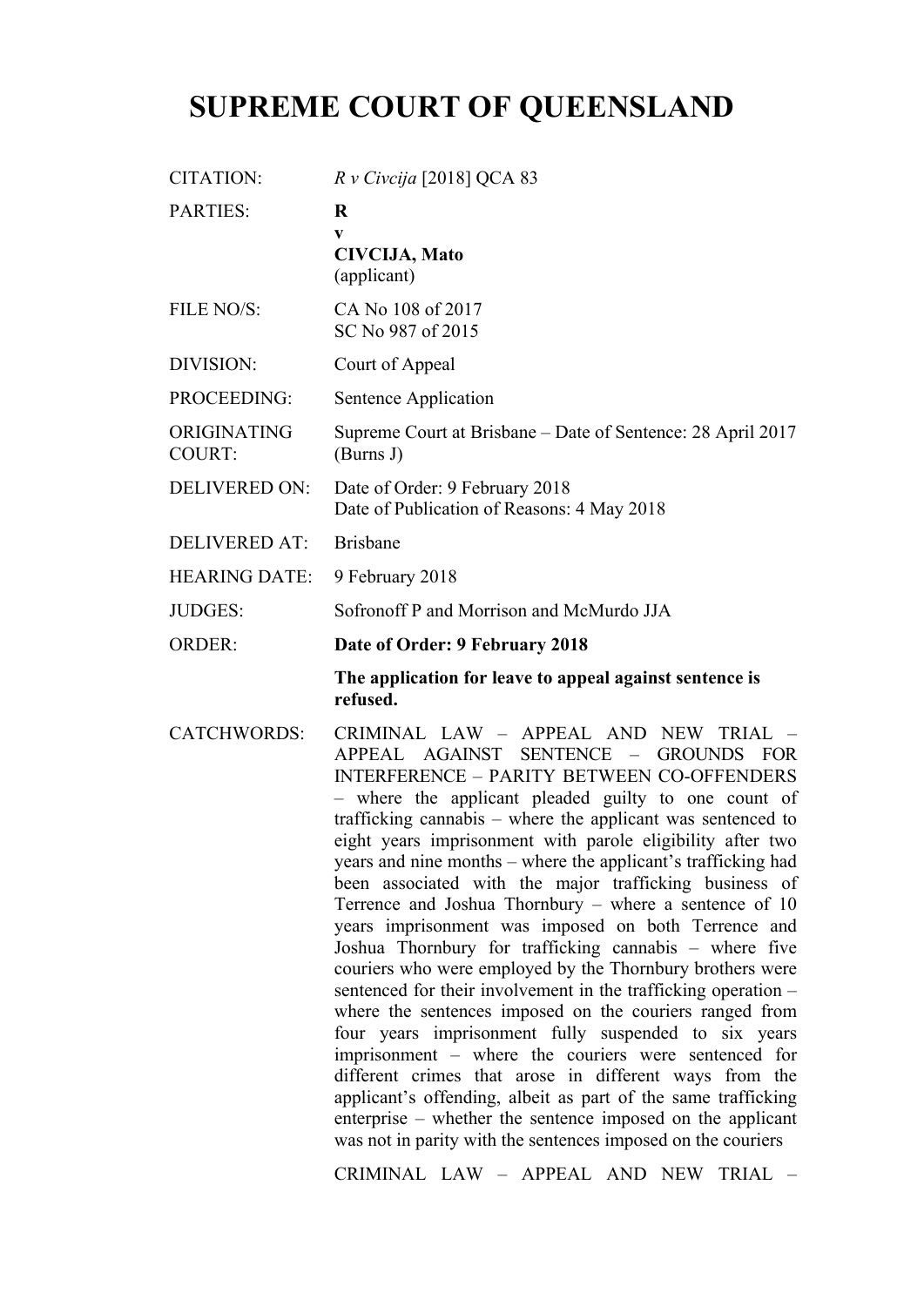# SUPREME COURT OF QUEENSLAND

| | |
|---|---|
| CITATION: | *R v Civcija* [2018] QCA 83 |
| PARTIES: | **R**<br>**v**<br>**CIVCIJA, Mato**<br>(applicant) |
| FILE NO/S: | CA No 108 of 2017<br>SC No 987 of 2015 |
| DIVISION: | Court of Appeal |
| PROCEEDING: | Sentence Application |
| ORIGINATING COURT: | Supreme Court at Brisbane – Date of Sentence: 28 April 2017 (Burns J) |
| DELIVERED ON: | Date of Order: 9 February 2018<br>Date of Publication of Reasons: 4 May 2018 |
| DELIVERED AT: | Brisbane |
| HEARING DATE: | 9 February 2018 |
| JUDGES: | Sofronoff P and Morrison and McMurdo JJA |
| ORDER: | **Date of Order: 9 February 2018**<br><br>**The application for leave to appeal against sentence is refused.** |
| CATCHWORDS: | CRIMINAL LAW – APPEAL AND NEW TRIAL – APPEAL AGAINST SENTENCE – GROUNDS FOR INTERFERENCE – PARITY BETWEEN CO-OFFENDERS – where the applicant pleaded guilty to one count of trafficking cannabis – where the applicant was sentenced to eight years imprisonment with parole eligibility after two years and nine months – where the applicant's trafficking had been associated with the major trafficking business of Terrence and Joshua Thornbury – where a sentence of 10 years imprisonment was imposed on both Terrence and Joshua Thornbury for trafficking cannabis – where five couriers who were employed by the Thornbury brothers were sentenced for their involvement in the trafficking operation – where the sentences imposed on the couriers ranged from four years imprisonment fully suspended to six years imprisonment – where the couriers were sentenced for different crimes that arose in different ways from the applicant's offending, albeit as part of the same trafficking enterprise – whether the sentence imposed on the applicant was not in parity with the sentences imposed on the couriers<br><br>CRIMINAL LAW – APPEAL AND NEW TRIAL – |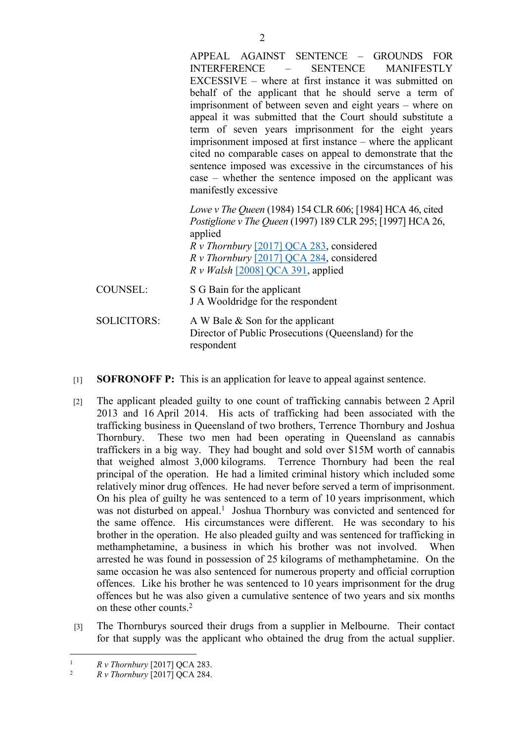APPEAL AGAINST SENTENCE – GROUNDS FOR INTERFERENCE – SENTENCE MANIFESTLY EXCESSIVE – where at first instance it was submitted on behalf of the applicant that he should serve a term of imprisonment of between seven and eight years – where on appeal it was submitted that the Court should substitute a term of seven years imprisonment for the eight years imprisonment imposed at first instance – where the applicant cited no comparable cases on appeal to demonstrate that the sentence imposed was excessive in the circumstances of his case – whether the sentence imposed on the applicant was manifestly excessive

*Lowe v The Queen* (1984) 154 CLR 606; [1984] HCA 46, cited
*Postiglione v The Queen* (1997) 189 CLR 295; [1997] HCA 26, applied
*R v Thornbury* [2017] QCA 283, considered
*R v Thornbury* [2017] QCA 284, considered
*R v Walsh* [2008] QCA 391, applied

COUNSEL: S G Bain for the applicant
J A Wooldridge for the respondent

SOLICITORS: A W Bale & Son for the applicant
Director of Public Prosecutions (Queensland) for the respondent

[1] **SOFRONOFF P:** This is an application for leave to appeal against sentence.

[2] The applicant pleaded guilty to one count of trafficking cannabis between 2 April 2013 and 16 April 2014. His acts of trafficking had been associated with the trafficking business in Queensland of two brothers, Terrence Thornbury and Joshua Thornbury. These two men had been operating in Queensland as cannabis traffickers in a big way. They had bought and sold over $15M worth of cannabis that weighed almost 3,000 kilograms. Terrence Thornbury had been the real principal of the operation. He had a limited criminal history which included some relatively minor drug offences. He had never before served a term of imprisonment. On his plea of guilty he was sentenced to a term of 10 years imprisonment, which was not disturbed on appeal.[1] Joshua Thornbury was convicted and sentenced for the same offence. His circumstances were different. He was secondary to his brother in the operation. He also pleaded guilty and was sentenced for trafficking in methamphetamine, a business in which his brother was not involved. When arrested he was found in possession of 25 kilograms of methamphetamine. On the same occasion he was also sentenced for numerous property and official corruption offences. Like his brother he was sentenced to 10 years imprisonment for the drug offences but he was also given a cumulative sentence of two years and six months on these other counts.[2]

[3] The Thornburys sourced their drugs from a supplier in Melbourne. Their contact for that supply was the applicant who obtained the drug from the actual supplier.

---

[1] *R v Thornbury* [2017] QCA 283.
[2] *R v Thornbury* [2017] QCA 284.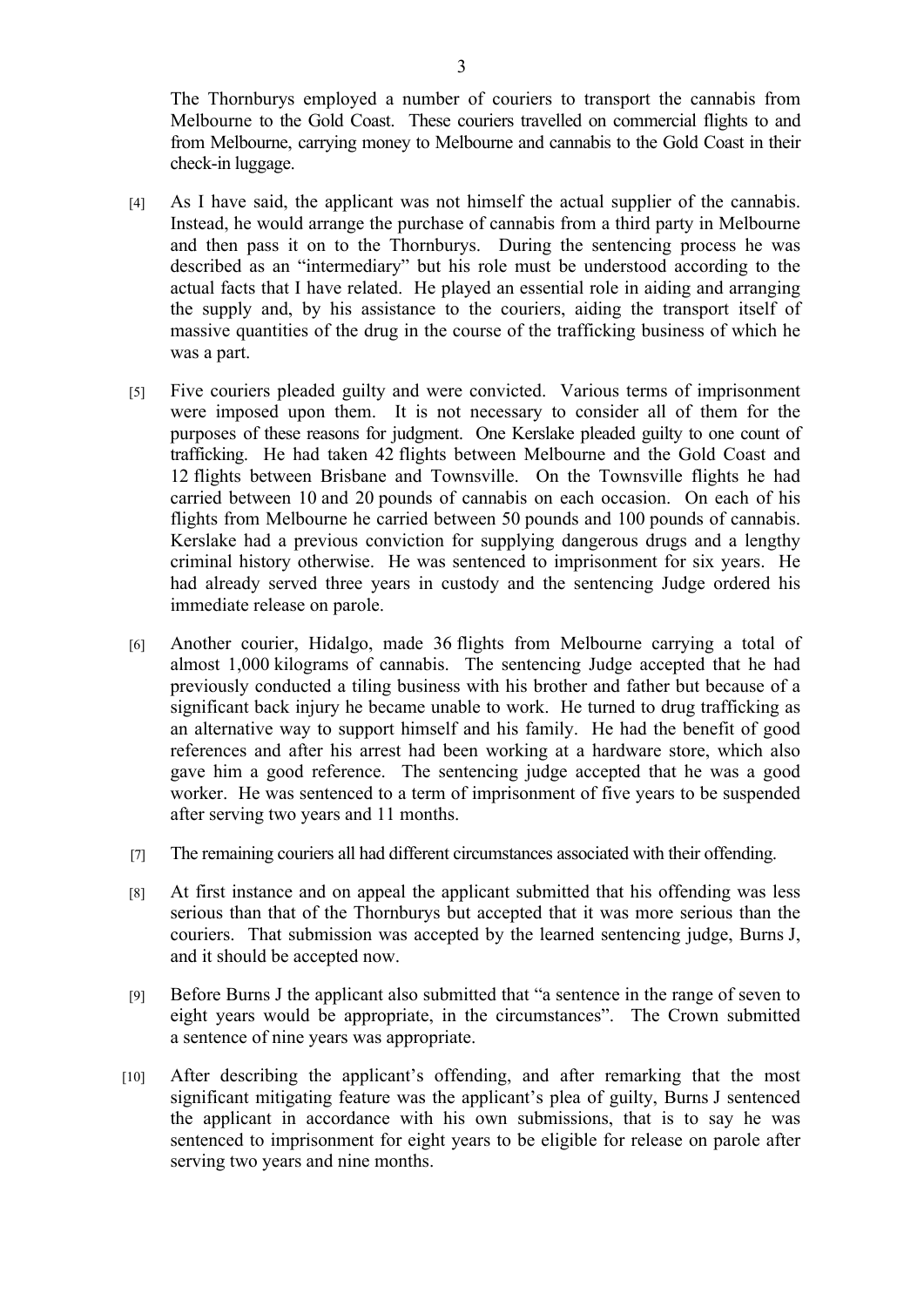The Thornburys employed a number of couriers to transport the cannabis from Melbourne to the Gold Coast. These couriers travelled on commercial flights to and from Melbourne, carrying money to Melbourne and cannabis to the Gold Coast in their check-in luggage.

[4] As I have said, the applicant was not himself the actual supplier of the cannabis. Instead, he would arrange the purchase of cannabis from a third party in Melbourne and then pass it on to the Thornburys. During the sentencing process he was described as an "intermediary" but his role must be understood according to the actual facts that I have related. He played an essential role in aiding and arranging the supply and, by his assistance to the couriers, aiding the transport itself of massive quantities of the drug in the course of the trafficking business of which he was a part.

[5] Five couriers pleaded guilty and were convicted. Various terms of imprisonment were imposed upon them. It is not necessary to consider all of them for the purposes of these reasons for judgment. One Kerslake pleaded guilty to one count of trafficking. He had taken 42 flights between Melbourne and the Gold Coast and 12 flights between Brisbane and Townsville. On the Townsville flights he had carried between 10 and 20 pounds of cannabis on each occasion. On each of his flights from Melbourne he carried between 50 pounds and 100 pounds of cannabis. Kerslake had a previous conviction for supplying dangerous drugs and a lengthy criminal history otherwise. He was sentenced to imprisonment for six years. He had already served three years in custody and the sentencing Judge ordered his immediate release on parole.

[6] Another courier, Hidalgo, made 36 flights from Melbourne carrying a total of almost 1,000 kilograms of cannabis. The sentencing Judge accepted that he had previously conducted a tiling business with his brother and father but because of a significant back injury he became unable to work. He turned to drug trafficking as an alternative way to support himself and his family. He had the benefit of good references and after his arrest had been working at a hardware store, which also gave him a good reference. The sentencing judge accepted that he was a good worker. He was sentenced to a term of imprisonment of five years to be suspended after serving two years and 11 months.

[7] The remaining couriers all had different circumstances associated with their offending.

[8] At first instance and on appeal the applicant submitted that his offending was less serious than that of the Thornburys but accepted that it was more serious than the couriers. That submission was accepted by the learned sentencing judge, Burns J, and it should be accepted now.

[9] Before Burns J the applicant also submitted that "a sentence in the range of seven to eight years would be appropriate, in the circumstances". The Crown submitted a sentence of nine years was appropriate.

[10] After describing the applicant's offending, and after remarking that the most significant mitigating feature was the applicant's plea of guilty, Burns J sentenced the applicant in accordance with his own submissions, that is to say he was sentenced to imprisonment for eight years to be eligible for release on parole after serving two years and nine months.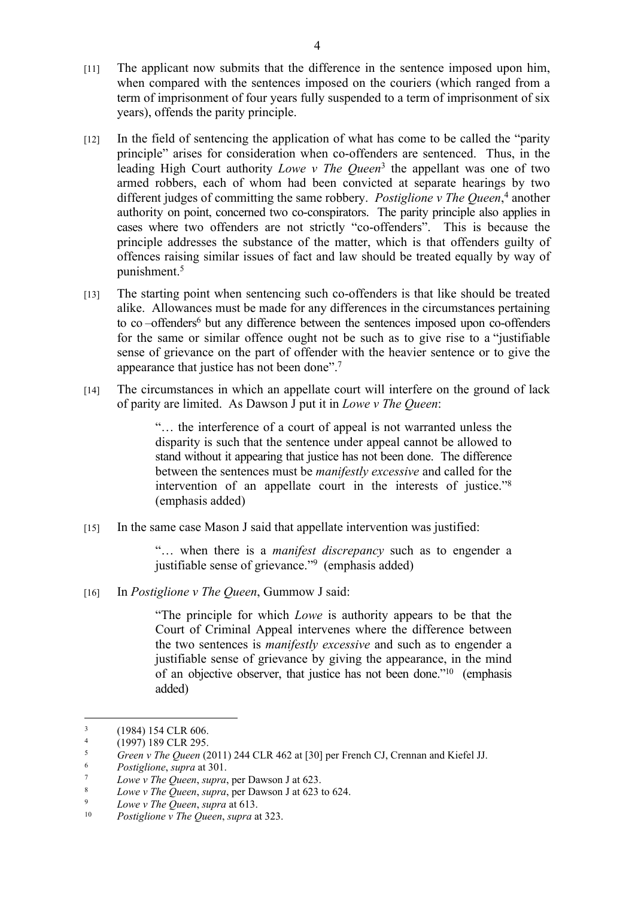[11] The applicant now submits that the difference in the sentence imposed upon him, when compared with the sentences imposed on the couriers (which ranged from a term of imprisonment of four years fully suspended to a term of imprisonment of six years), offends the parity principle.

[12] In the field of sentencing the application of what has come to be called the "parity principle" arises for consideration when co-offenders are sentenced. Thus, in the leading High Court authority *Lowe v The Queen*[3] the appellant was one of two armed robbers, each of whom had been convicted at separate hearings by two different judges of committing the same robbery. *Postiglione v The Queen*,[4] another authority on point, concerned two co-conspirators. The parity principle also applies in cases where two offenders are not strictly "co-offenders". This is because the principle addresses the substance of the matter, which is that offenders guilty of offences raising similar issues of fact and law should be treated equally by way of punishment.[5]

[13] The starting point when sentencing such co-offenders is that like should be treated alike. Allowances must be made for any differences in the circumstances pertaining to co –offenders[6] but any difference between the sentences imposed upon co-offenders for the same or similar offence ought not be such as to give rise to a "justifiable sense of grievance on the part of offender with the heavier sentence or to give the appearance that justice has not been done".[7]

[14] The circumstances in which an appellate court will interfere on the ground of lack of parity are limited. As Dawson J put it in *Lowe v The Queen*:

> "… the interference of a court of appeal is not warranted unless the disparity is such that the sentence under appeal cannot be allowed to stand without it appearing that justice has not been done. The difference between the sentences must be *manifestly excessive* and called for the intervention of an appellate court in the interests of justice."[8] (emphasis added)

[15] In the same case Mason J said that appellate intervention was justified:

> "… when there is a *manifest discrepancy* such as to engender a justifiable sense of grievance."[9] (emphasis added)

[16] In *Postiglione v The Queen*, Gummow J said:

> "The principle for which *Lowe* is authority appears to be that the Court of Criminal Appeal intervenes where the difference between the two sentences is *manifestly excessive* and such as to engender a justifiable sense of grievance by giving the appearance, in the mind of an objective observer, that justice has not been done."[10] (emphasis added)

---

[3] (1984) 154 CLR 606.

[4] (1997) 189 CLR 295.

[5] *Green v The Queen* (2011) 244 CLR 462 at [30] per French CJ, Crennan and Kiefel JJ.

[6] *Postiglione*, *supra* at 301.

[7] *Lowe v The Queen*, *supra*, per Dawson J at 623.

[8] *Lowe v The Queen*, *supra*, per Dawson J at 623 to 624.

[9] *Lowe v The Queen*, *supra* at 613.

[10] *Postiglione v The Queen*, *supra* at 323.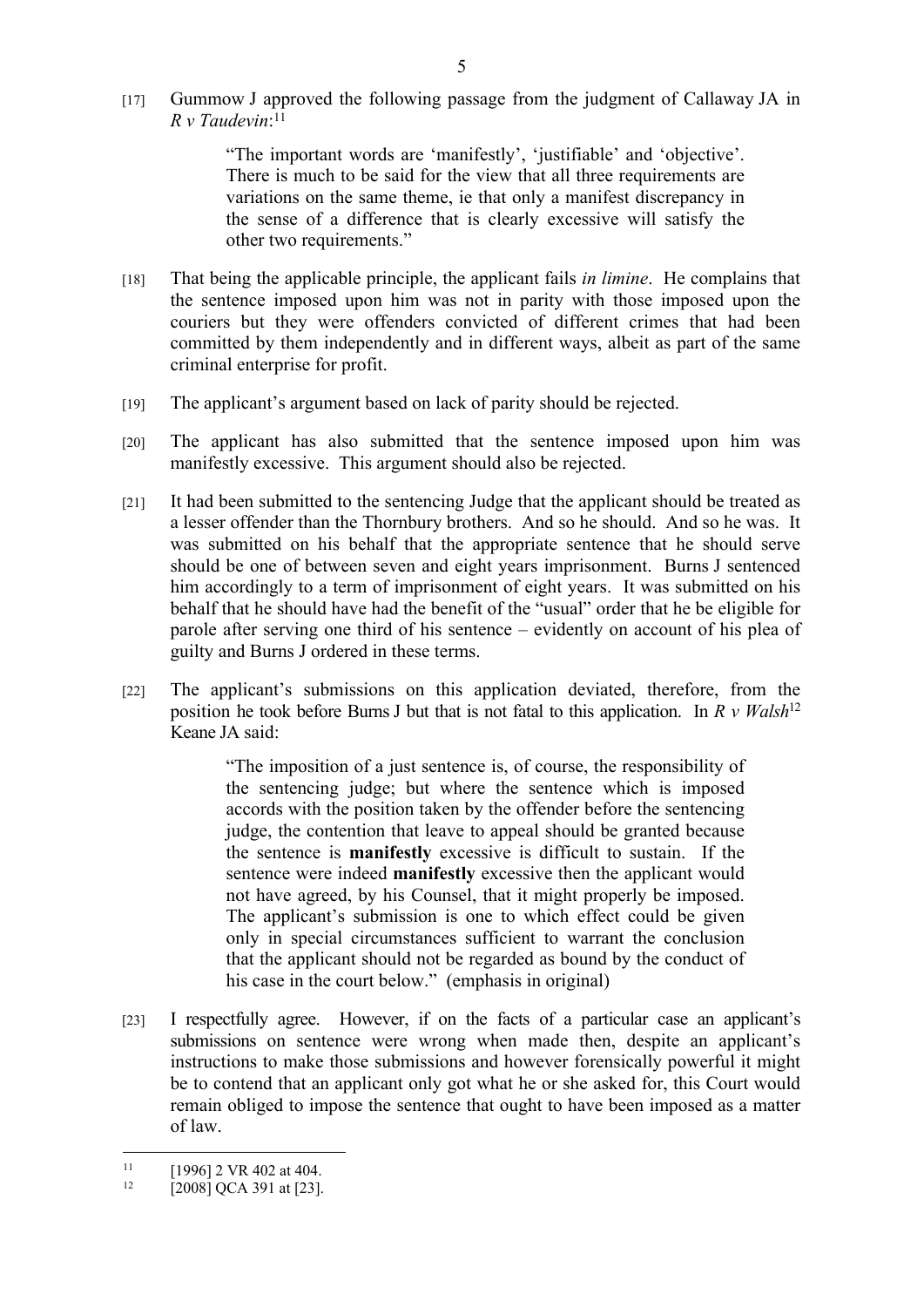[17] Gummow J approved the following passage from the judgment of Callaway JA in *R v Taudevin*:[11]

> "The important words are 'manifestly', 'justifiable' and 'objective'. There is much to be said for the view that all three requirements are variations on the same theme, ie that only a manifest discrepancy in the sense of a difference that is clearly excessive will satisfy the other two requirements."

[18] That being the applicable principle, the applicant fails *in limine*. He complains that the sentence imposed upon him was not in parity with those imposed upon the couriers but they were offenders convicted of different crimes that had been committed by them independently and in different ways, albeit as part of the same criminal enterprise for profit.

[19] The applicant's argument based on lack of parity should be rejected.

[20] The applicant has also submitted that the sentence imposed upon him was manifestly excessive. This argument should also be rejected.

[21] It had been submitted to the sentencing Judge that the applicant should be treated as a lesser offender than the Thornbury brothers. And so he should. And so he was. It was submitted on his behalf that the appropriate sentence that he should serve should be one of between seven and eight years imprisonment. Burns J sentenced him accordingly to a term of imprisonment of eight years. It was submitted on his behalf that he should have had the benefit of the "usual" order that he be eligible for parole after serving one third of his sentence – evidently on account of his plea of guilty and Burns J ordered in these terms.

[22] The applicant's submissions on this application deviated, therefore, from the position he took before Burns J but that is not fatal to this application. In *R v Walsh*[12] Keane JA said:

> "The imposition of a just sentence is, of course, the responsibility of the sentencing judge; but where the sentence which is imposed accords with the position taken by the offender before the sentencing judge, the contention that leave to appeal should be granted because the sentence is **manifestly** excessive is difficult to sustain. If the sentence were indeed **manifestly** excessive then the applicant would not have agreed, by his Counsel, that it might properly be imposed. The applicant's submission is one to which effect could be given only in special circumstances sufficient to warrant the conclusion that the applicant should not be regarded as bound by the conduct of his case in the court below." (emphasis in original)

[23] I respectfully agree. However, if on the facts of a particular case an applicant's submissions on sentence were wrong when made then, despite an applicant's instructions to make those submissions and however forensically powerful it might be to contend that an applicant only got what he or she asked for, this Court would remain obliged to impose the sentence that ought to have been imposed as a matter of law.

---

[11] [1996] 2 VR 402 at 404.

[12] [2008] QCA 391 at [23].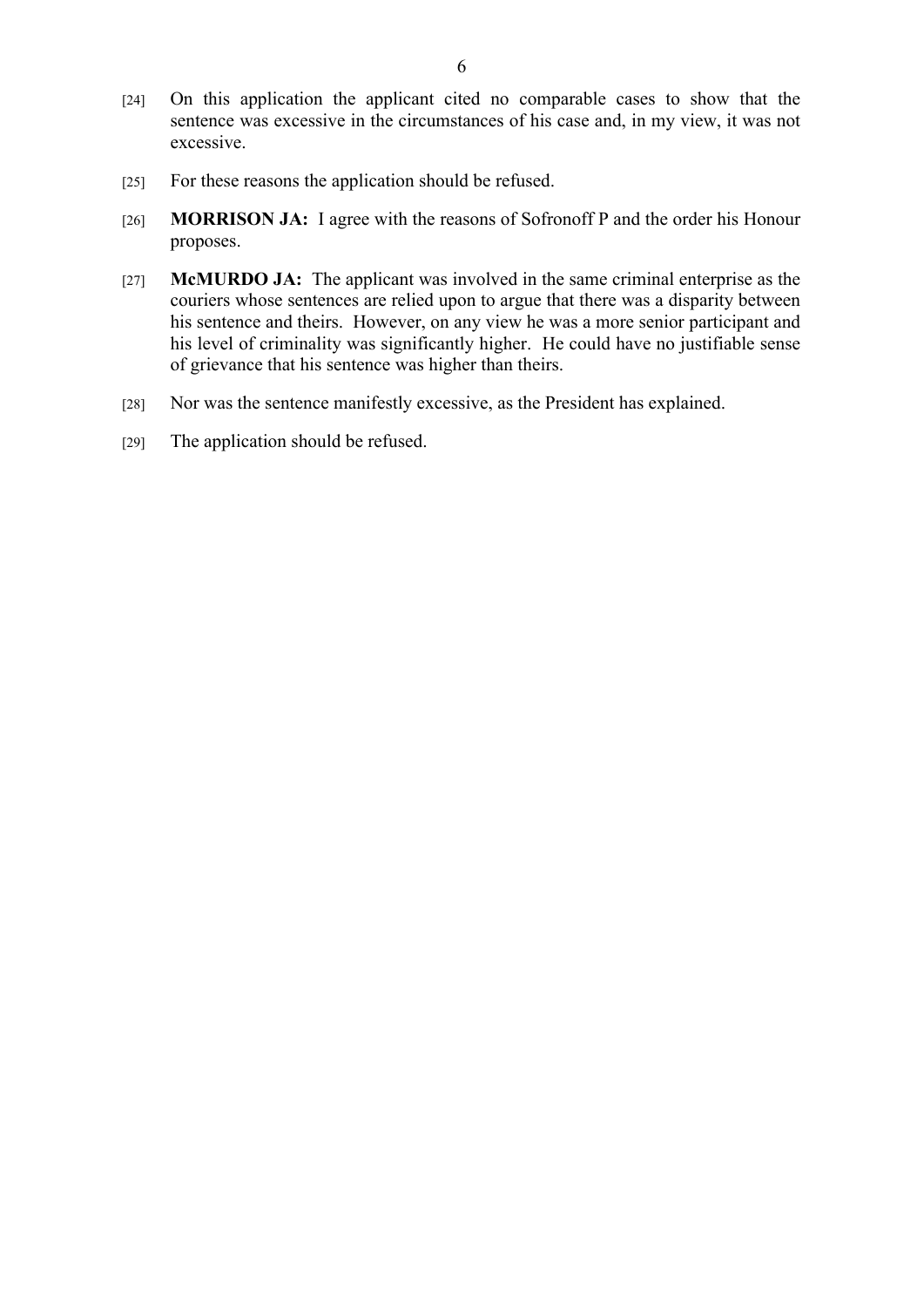[24] On this application the applicant cited no comparable cases to show that the sentence was excessive in the circumstances of his case and, in my view, it was not excessive.

[25] For these reasons the application should be refused.

[26] **MORRISON JA:** I agree with the reasons of Sofronoff P and the order his Honour proposes.

[27] **McMURDO JA:** The applicant was involved in the same criminal enterprise as the couriers whose sentences are relied upon to argue that there was a disparity between his sentence and theirs. However, on any view he was a more senior participant and his level of criminality was significantly higher. He could have no justifiable sense of grievance that his sentence was higher than theirs.

[28] Nor was the sentence manifestly excessive, as the President has explained.

[29] The application should be refused.